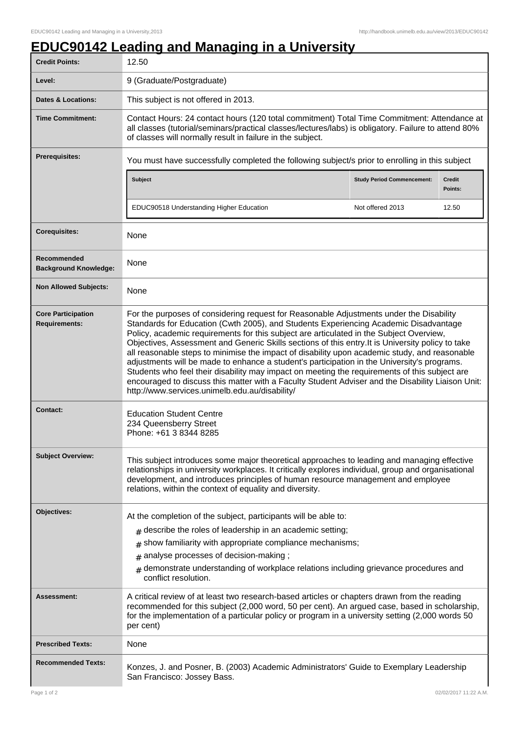# EDUC90142 Leading and Managing in a University

| | |
|---|---|
| **Credit Points:** | 12.50 |
| **Level:** | 9 (Graduate/Postgraduate) |
| **Dates & Locations:** | This subject is not offered in 2013. |
| **Time Commitment:** | Contact Hours: 24 contact hours (120 total commitment) Total Time Commitment: Attendance at all classes (tutorial/seminars/practical classes/lectures/labs) is obligatory. Failure to attend 80% of classes will normally result in failure in the subject. |
| **Prerequisites:** | You must have successfully completed the following subject/s prior to enrolling in this subject<br><br>**Subject** \| **Study Period Commencement:** \| **Credit Points:**<br>EDUC90518 Understanding Higher Education \| Not offered 2013 \| 12.50 |
| **Corequisites:** | None |
| **Recommended Background Knowledge:** | None |
| **Non Allowed Subjects:** | None |
| **Core Participation Requirements:** | For the purposes of considering request for Reasonable Adjustments under the Disability Standards for Education (Cwth 2005), and Students Experiencing Academic Disadvantage Policy, academic requirements for this subject are articulated in the Subject Overview, Objectives, Assessment and Generic Skills sections of this entry.It is University policy to take all reasonable steps to minimise the impact of disability upon academic study, and reasonable adjustments will be made to enhance a student's participation in the University's programs. Students who feel their disability may impact on meeting the requirements of this subject are encouraged to discuss this matter with a Faculty Student Adviser and the Disability Liaison Unit: http://www.services.unimelb.edu.au/disability/ |
| **Contact:** | Education Student Centre<br>234 Queensberry Street<br>Phone: +61 3 8344 8285 |
| **Subject Overview:** | This subject introduces some major theoretical approaches to leading and managing effective relationships in university workplaces. It critically explores individual, group and organisational development, and introduces principles of human resource management and employee relations, within the context of equality and diversity. |
| **Objectives:** | At the completion of the subject, participants will be able to:<br># describe the roles of leadership in an academic setting;<br># show familiarity with appropriate compliance mechanisms;<br># analyse processes of decision-making ;<br># demonstrate understanding of workplace relations including grievance procedures and conflict resolution. |
| **Assessment:** | A critical review of at least two research-based articles or chapters drawn from the reading recommended for this subject (2,000 word, 50 per cent). An argued case, based in scholarship, for the implementation of a particular policy or program in a university setting (2,000 words 50 per cent) |
| **Prescribed Texts:** | None |
| **Recommended Texts:** | Konzes, J. and Posner, B. (2003) Academic Administrators' Guide to Exemplary Leadership San Francisco: Jossey Bass. |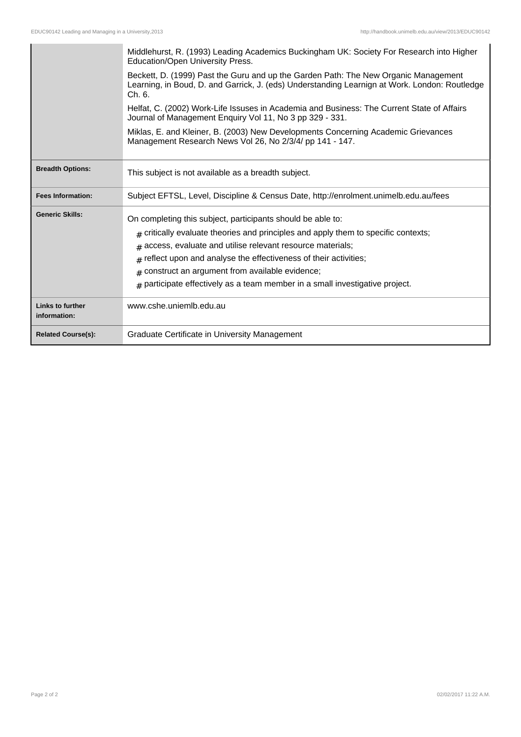| | |
|---|---|
| | Middlehurst, R. (1993) Leading Academics Buckingham UK: Society For Research into Higher Education/Open University Press.<br><br>Beckett, D. (1999) Past the Guru and up the Garden Path: The New Organic Management Learning, in Boud, D. and Garrick, J. (eds) Understanding Learnign at Work. London: Routledge Ch. 6.<br><br>Helfat, C. (2002) Work-Life Issuses in Academia and Business: The Current State of Affairs Journal of Management Enquiry Vol 11, No 3 pp 329 - 331.<br><br>Miklas, E. and Kleiner, B. (2003) New Developments Concerning Academic Grievances Management Research News Vol 26, No 2/3/4/ pp 141 - 147. |
| **Breadth Options:** | This subject is not available as a breadth subject. |
| **Fees Information:** | Subject EFTSL, Level, Discipline & Census Date, http://enrolment.unimelb.edu.au/fees |
| **Generic Skills:** | On completing this subject, participants should be able to:<br># critically evaluate theories and principles and apply them to specific contexts;<br># access, evaluate and utilise relevant resource materials;<br># reflect upon and analyse the effectiveness of their activities;<br># construct an argument from available evidence;<br># participate effectively as a team member in a small investigative project. |
| **Links to further information:** | www.cshe.uniemlb.edu.au |
| **Related Course(s):** | Graduate Certificate in University Management |